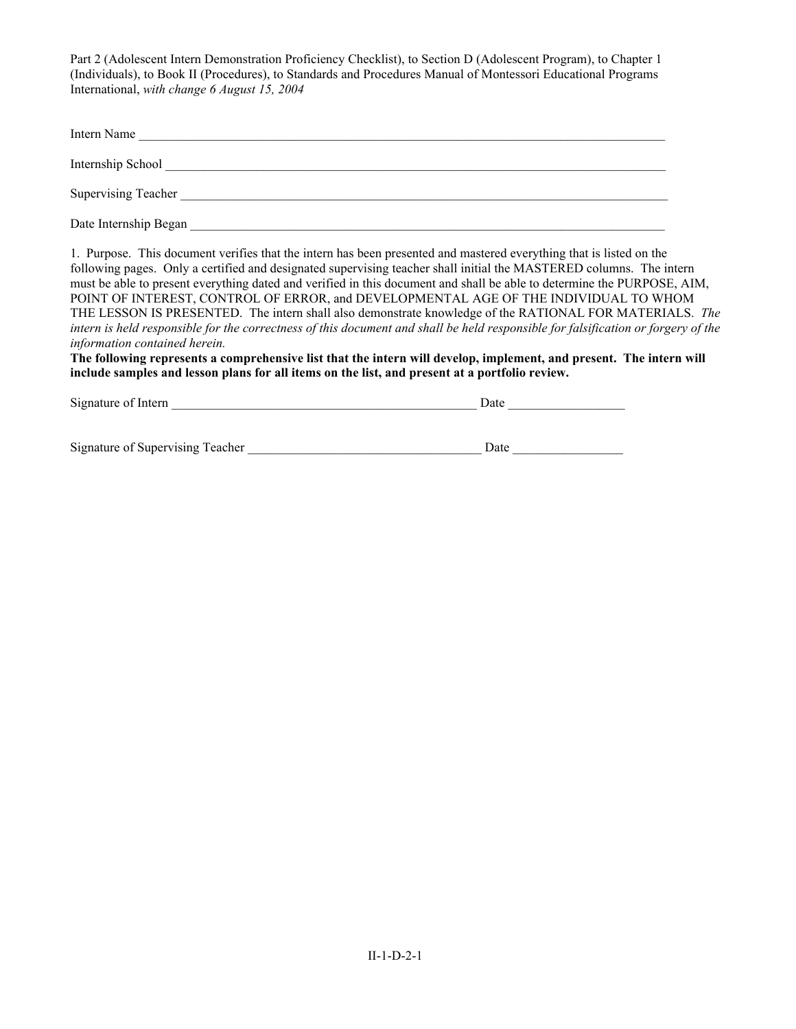Part 2 (Adolescent Intern Demonstration Proficiency Checklist), to Section D (Adolescent Program), to Chapter 1 (Individuals), to Book II (Procedures), to Standards and Procedures Manual of Montessori Educational Programs International, *with change 6 August 15, 2004*

Intern Name ____________________________________________________________________________________

Internship School ________________________________________________________________________________

Supervising Teacher ______________________________________________________________________________

Date Internship Began ____________________________________________________________________________

1. Purpose. This document verifies that the intern has been presented and mastered everything that is listed on the following pages. Only a certified and designated supervising teacher shall initial the MASTERED columns. The intern must be able to present everything dated and verified in this document and shall be able to determine the PURPOSE, AIM, POINT OF INTEREST, CONTROL OF ERROR, and DEVELOPMENTAL AGE OF THE INDIVIDUAL TO WHOM THE LESSON IS PRESENTED. The intern shall also demonstrate knowledge of the RATIONAL FOR MATERIALS. *The intern is held responsible for the correctness of this document and shall be held responsible for falsification or forgery of the information contained herein.*

**The following represents a comprehensive list that the intern will develop, implement, and present. The intern will include samples and lesson plans for all items on the list, and present at a portfolio review.**

Signature of Intern ________________________________________________ Date __________________

Signature of Supervising Teacher ____________________________________ Date _________________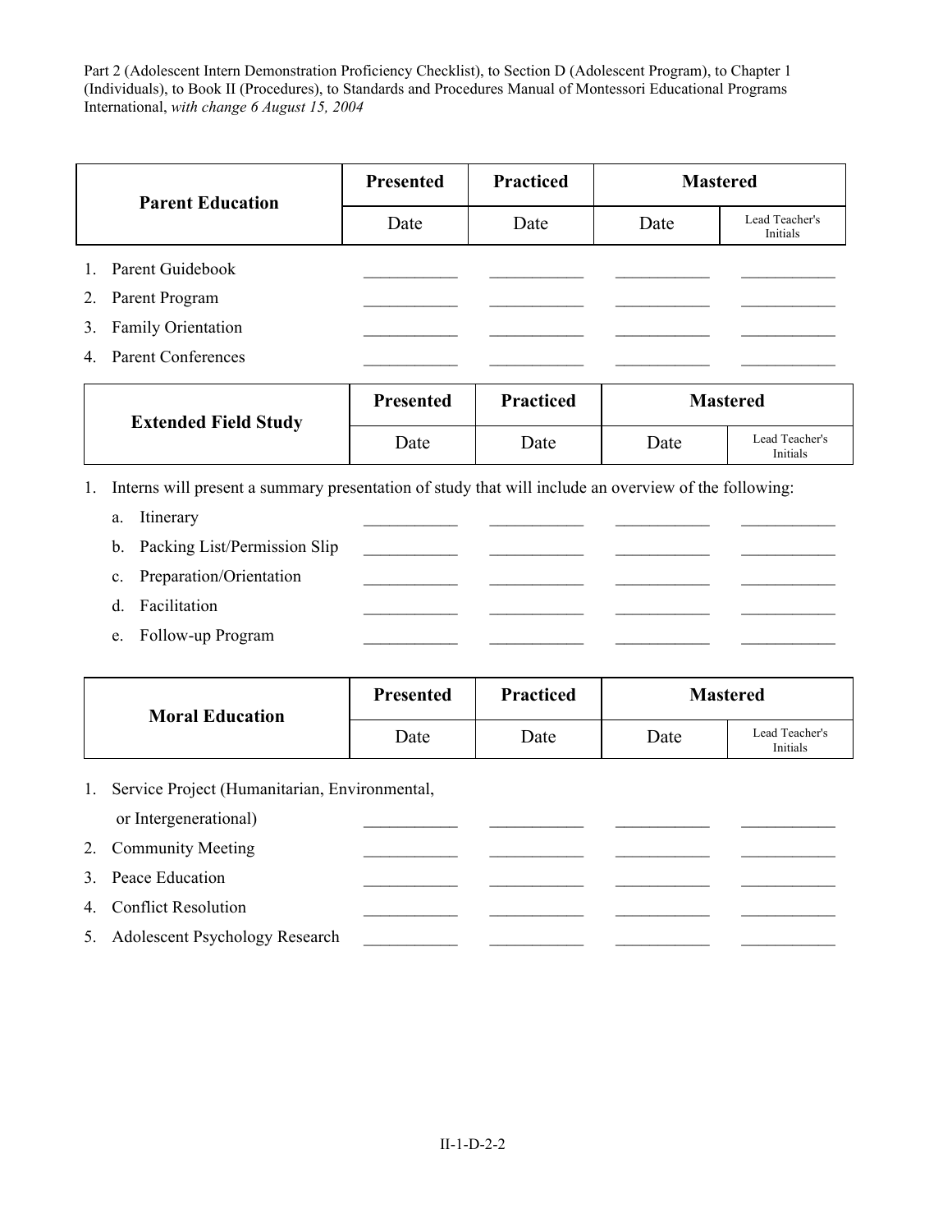Part 2 (Adolescent Intern Demonstration Proficiency Checklist), to Section D (Adolescent Program), to Chapter 1 (Individuals), to Book II (Procedures), to Standards and Procedures Manual of Montessori Educational Programs International, *with change 6 August 15, 2004*

| Parent Education | Presented | Practiced | Mastered | |
|---|---|---|---|---|
| | Date | Date | Date | Lead Teacher's Initials |
| 1. Parent Guidebook | ___________ | ___________ | ___________ | ___________ |
| 2. Parent Program | ___________ | ___________ | ___________ | ___________ |
| 3. Family Orientation | ___________ | ___________ | ___________ | ___________ |
| 4. Parent Conferences | ___________ | ___________ | ___________ | ___________ |

| Extended Field Study | Presented | Practiced | Mastered | |
|---|---|---|---|---|
| | Date | Date | Date | Lead Teacher's Initials |

1. Interns will present a summary presentation of study that will include an overview of the following:

| | | | | |
|---|---|---|---|---|
| a. Itinerary | ___________ | ___________ | ___________ | ___________ |
| b. Packing List/Permission Slip | ___________ | ___________ | ___________ | ___________ |
| c. Preparation/Orientation | ___________ | ___________ | ___________ | ___________ |
| d. Facilitation | ___________ | ___________ | ___________ | ___________ |
| e. Follow-up Program | ___________ | ___________ | ___________ | ___________ |

| Moral Education | Presented | Practiced | Mastered | |
|---|---|---|---|---|
| | Date | Date | Date | Lead Teacher's Initials |
| 1. Service Project (Humanitarian, Environmental, or Intergenerational) | ___________ | ___________ | ___________ | ___________ |
| 2. Community Meeting | ___________ | ___________ | ___________ | ___________ |
| 3. Peace Education | ___________ | ___________ | ___________ | ___________ |
| 4. Conflict Resolution | ___________ | ___________ | ___________ | ___________ |
| 5. Adolescent Psychology Research | ___________ | ___________ | ___________ | ___________ |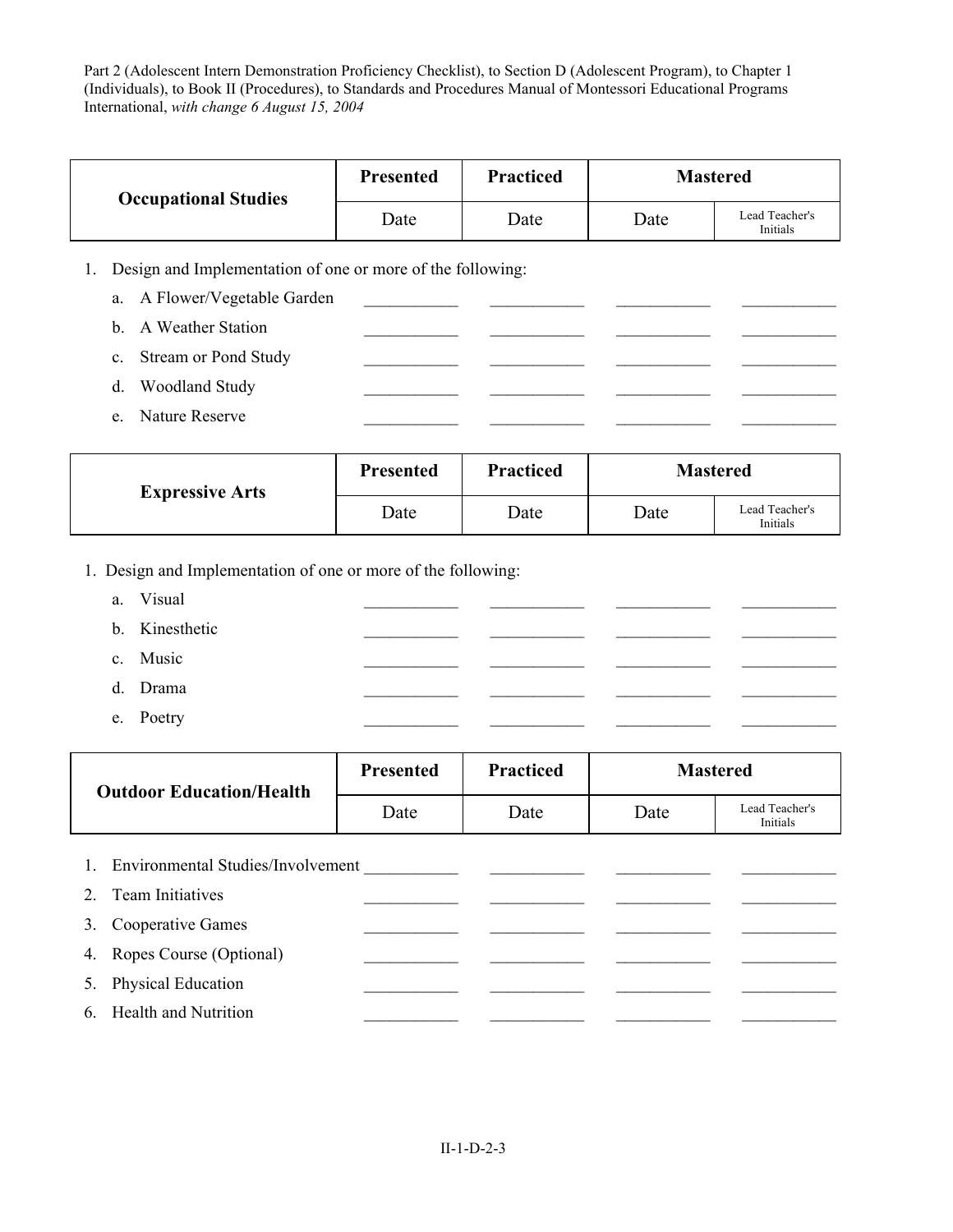Part 2 (Adolescent Intern Demonstration Proficiency Checklist), to Section D (Adolescent Program), to Chapter 1 (Individuals), to Book II (Procedures), to Standards and Procedures Manual of Montessori Educational Programs International, *with change 6 August 15, 2004*

| Occupational Studies | Presented | Practiced | Mastered | |
|---|---|---|---|---|
| | Date | Date | Date | Lead Teacher's Initials |
| 1. Design and Implementation of one or more of the following: | | | | |
| a. A Flower/Vegetable Garden | ___________ | ___________ | ___________ | ___________ |
| b. A Weather Station | ___________ | ___________ | ___________ | ___________ |
| c. Stream or Pond Study | ___________ | ___________ | ___________ | ___________ |
| d. Woodland Study | ___________ | ___________ | ___________ | ___________ |
| e. Nature Reserve | ___________ | ___________ | ___________ | ___________ |

| Expressive Arts | Presented | Practiced | Mastered | |
|---|---|---|---|---|
| | Date | Date | Date | Lead Teacher's Initials |
| 1. Design and Implementation of one or more of the following: | | | | |
| a. Visual | ___________ | ___________ | ___________ | ___________ |
| b. Kinesthetic | ___________ | ___________ | ___________ | ___________ |
| c. Music | ___________ | ___________ | ___________ | ___________ |
| d. Drama | ___________ | ___________ | ___________ | ___________ |
| e. Poetry | ___________ | ___________ | ___________ | ___________ |

| Outdoor Education/Health | Presented | Practiced | Mastered | |
|---|---|---|---|---|
| | Date | Date | Date | Lead Teacher's Initials |
| 1. Environmental Studies/Involvement | ___________ | ___________ | ___________ | ___________ |
| 2. Team Initiatives | ___________ | ___________ | ___________ | ___________ |
| 3. Cooperative Games | ___________ | ___________ | ___________ | ___________ |
| 4. Ropes Course (Optional) | ___________ | ___________ | ___________ | ___________ |
| 5. Physical Education | ___________ | ___________ | ___________ | ___________ |
| 6. Health and Nutrition | ___________ | ___________ | ___________ | ___________ |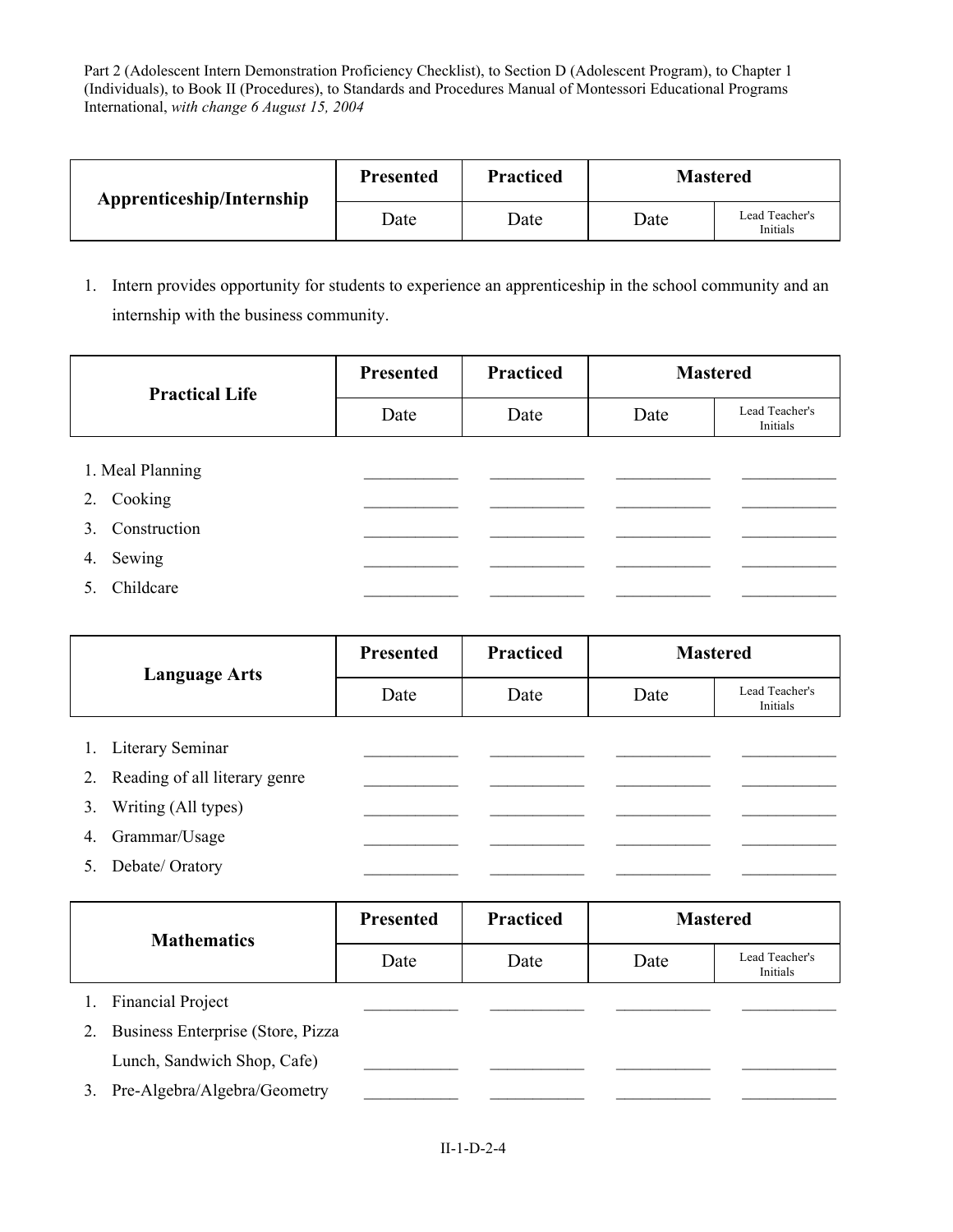Part 2 (Adolescent Intern Demonstration Proficiency Checklist), to Section D (Adolescent Program), to Chapter 1 (Individuals), to Book II (Procedures), to Standards and Procedures Manual of Montessori Educational Programs International, *with change 6 August 15, 2004*

| Apprenticeship/Internship | Presented | Practiced | Mastered | |
|---|---|---|---|---|
| | Date | Date | Date | Lead Teacher's Initials |

1. Intern provides opportunity for students to experience an apprenticeship in the school community and an internship with the business community.

| Practical Life | Presented | Practiced | Mastered | |
|---|---|---|---|---|
| | Date | Date | Date | Lead Teacher's Initials |
| 1. Meal Planning | ___________ | ___________ | ___________ | ___________ |
| 2. Cooking | ___________ | ___________ | ___________ | ___________ |
| 3. Construction | ___________ | ___________ | ___________ | ___________ |
| 4. Sewing | ___________ | ___________ | ___________ | ___________ |
| 5. Childcare | ___________ | ___________ | ___________ | ___________ |

| Language Arts | Presented | Practiced | Mastered | |
|---|---|---|---|---|
| | Date | Date | Date | Lead Teacher's Initials |
| 1. Literary Seminar | ___________ | ___________ | ___________ | ___________ |
| 2. Reading of all literary genre | ___________ | ___________ | ___________ | ___________ |
| 3. Writing (All types) | ___________ | ___________ | ___________ | ___________ |
| 4. Grammar/Usage | ___________ | ___________ | ___________ | ___________ |
| 5. Debate/ Oratory | ___________ | ___________ | ___________ | ___________ |

| Mathematics | Presented | Practiced | Mastered | |
|---|---|---|---|---|
| | Date | Date | Date | Lead Teacher's Initials |
| 1. Financial Project | ___________ | ___________ | ___________ | ___________ |
| 2. Business Enterprise (Store, Pizza Lunch, Sandwich Shop, Cafe) | ___________ | ___________ | ___________ | ___________ |
| 3. Pre-Algebra/Algebra/Geometry | ___________ | ___________ | ___________ | ___________ |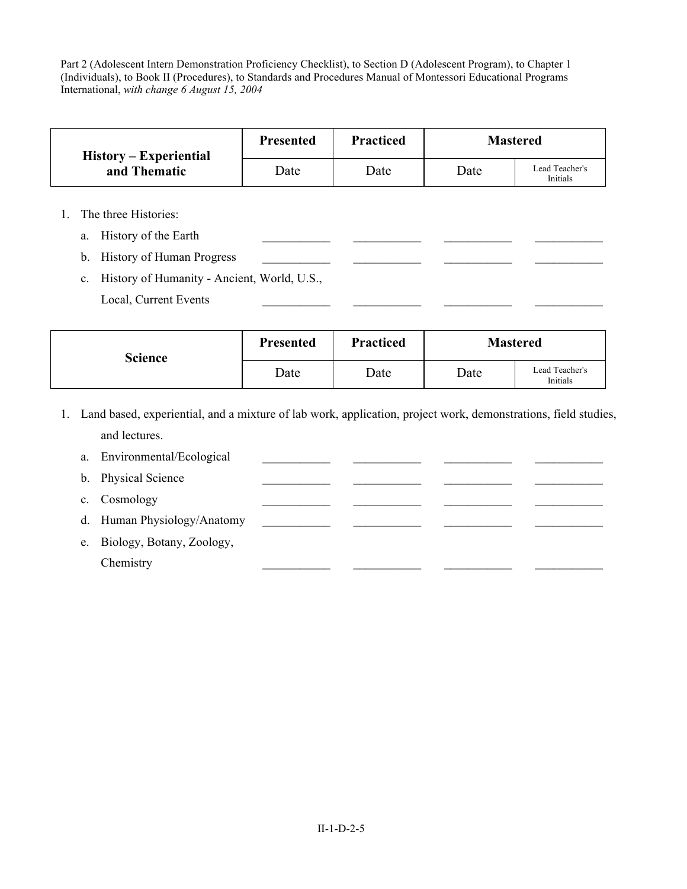Part 2 (Adolescent Intern Demonstration Proficiency Checklist), to Section D (Adolescent Program), to Chapter 1 (Individuals), to Book II (Procedures), to Standards and Procedures Manual of Montessori Educational Programs International, *with change 6 August 15, 2004*

| History – Experiential and Thematic | Presented | Practiced | Mastered | |
|---|---|---|---|---|
| | Date | Date | Date | Lead Teacher's Initials |
| 1. The three Histories: | | | | |
| a. History of the Earth | ___________ | ___________ | ___________ | ___________ |
| b. History of Human Progress | ___________ | ___________ | ___________ | ___________ |
| c. History of Humanity - Ancient, World, U.S., Local, Current Events | ___________ | ___________ | ___________ | ___________ |

| Science | Presented | Practiced | Mastered | |
|---|---|---|---|---|
| | Date | Date | Date | Lead Teacher's Initials |
| 1. Land based, experiential, and a mixture of lab work, application, project work, demonstrations, field studies, and lectures. | | | | |
| a. Environmental/Ecological | ___________ | ___________ | ___________ | ___________ |
| b. Physical Science | ___________ | ___________ | ___________ | ___________ |
| c. Cosmology | ___________ | ___________ | ___________ | ___________ |
| d. Human Physiology/Anatomy | ___________ | ___________ | ___________ | ___________ |
| e. Biology, Botany, Zoology, Chemistry | ___________ | ___________ | ___________ | ___________ |